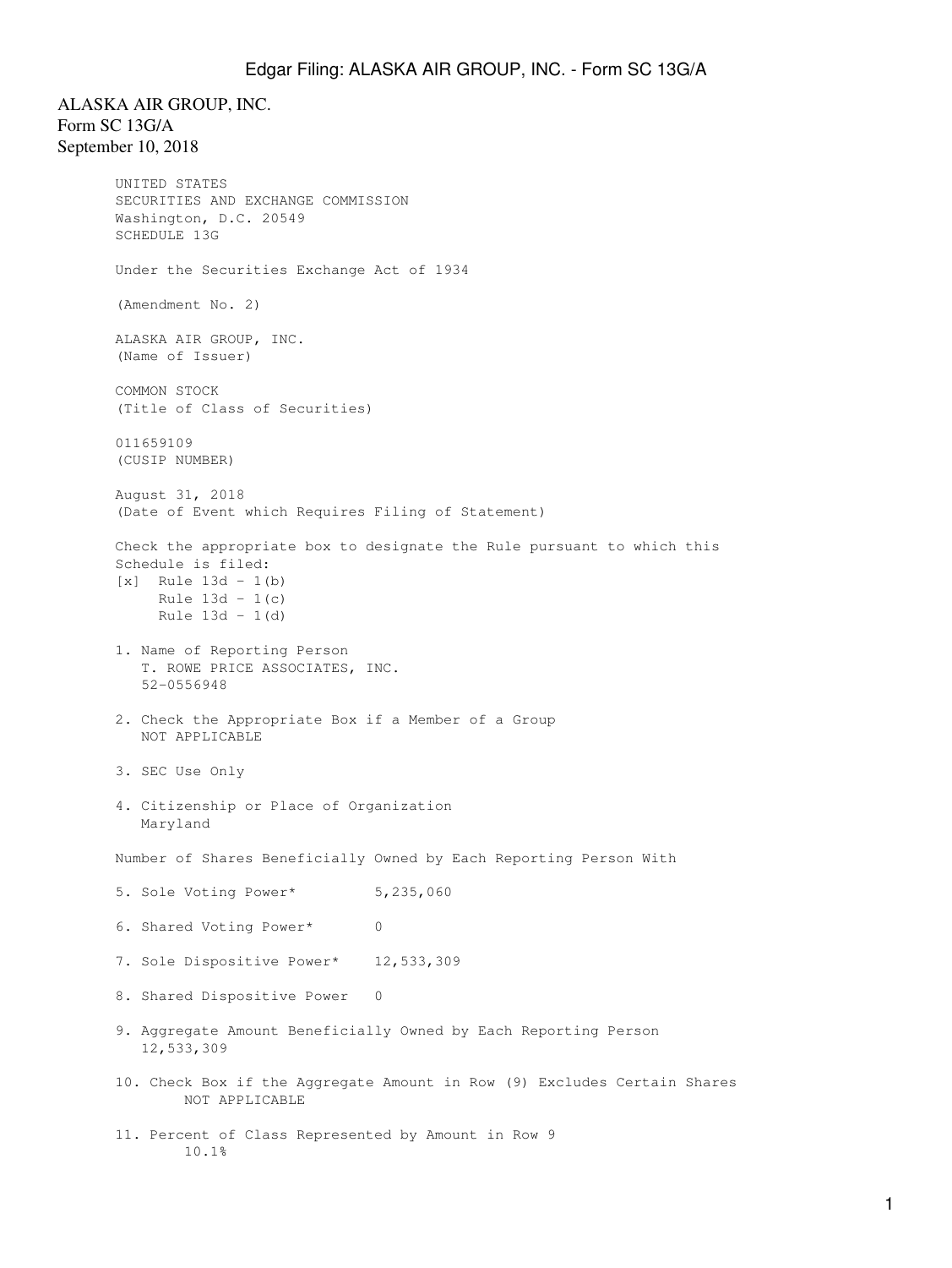ALASKA AIR GROUP, INC.
Form SC 13G/A
September 10, 2018

UNITED STATES
SECURITIES AND EXCHANGE COMMISSION
Washington, D.C. 20549
SCHEDULE 13G

Under the Securities Exchange Act of 1934

(Amendment No. 2)

ALASKA AIR GROUP, INC.
(Name of Issuer)

COMMON STOCK
(Title of Class of Securities)

011659109
(CUSIP NUMBER)

August 31, 2018
(Date of Event which Requires Filing of Statement)

Check the appropriate box to designate the Rule pursuant to which this Schedule is filed:

[x] Rule 13d - 1(b)
Rule 13d - 1(c)
Rule 13d - 1(d)

1. Name of Reporting Person
T. ROWE PRICE ASSOCIATES, INC.
52-0556948

2. Check the Appropriate Box if a Member of a Group
NOT APPLICABLE

3. SEC Use Only

4. Citizenship or Place of Organization
Maryland

Number of Shares Beneficially Owned by Each Reporting Person With

5. Sole Voting Power* 5,235,060

6. Shared Voting Power* 0

7. Sole Dispositive Power* 12,533,309

8. Shared Dispositive Power 0

9. Aggregate Amount Beneficially Owned by Each Reporting Person
12,533,309

10. Check Box if the Aggregate Amount in Row (9) Excludes Certain Shares
NOT APPLICABLE

11. Percent of Class Represented by Amount in Row 9
10.1%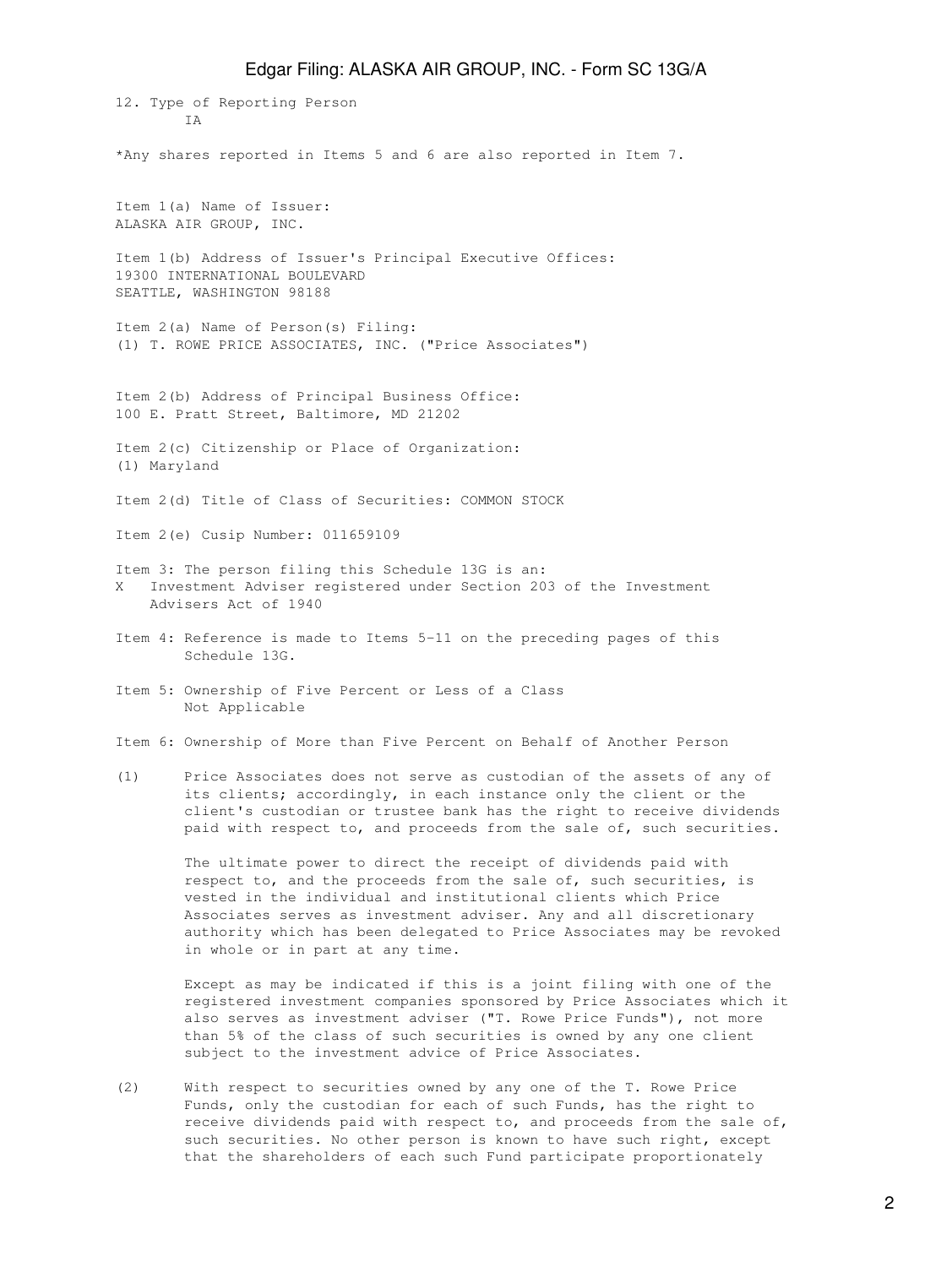12. Type of Reporting Person
IA

*Any shares reported in Items 5 and 6 are also reported in Item 7.

Item 1(a) Name of Issuer:
ALASKA AIR GROUP, INC.

Item 1(b) Address of Issuer's Principal Executive Offices:
19300 INTERNATIONAL BOULEVARD
SEATTLE, WASHINGTON 98188

Item 2(a) Name of Person(s) Filing:
(1) T. ROWE PRICE ASSOCIATES, INC. ("Price Associates")

Item 2(b) Address of Principal Business Office:
100 E. Pratt Street, Baltimore, MD 21202

Item 2(c) Citizenship or Place of Organization:
(1) Maryland

Item 2(d) Title of Class of Securities: COMMON STOCK

Item 2(e) Cusip Number: 011659109

Item 3: The person filing this Schedule 13G is an:
X Investment Adviser registered under Section 203 of the Investment Advisers Act of 1940

Item 4: Reference is made to Items 5-11 on the preceding pages of this Schedule 13G.

Item 5: Ownership of Five Percent or Less of a Class
Not Applicable

Item 6: Ownership of More than Five Percent on Behalf of Another Person

(1) Price Associates does not serve as custodian of the assets of any of its clients; accordingly, in each instance only the client or the client's custodian or trustee bank has the right to receive dividends paid with respect to, and proceeds from the sale of, such securities.

The ultimate power to direct the receipt of dividends paid with respect to, and the proceeds from the sale of, such securities, is vested in the individual and institutional clients which Price Associates serves as investment adviser. Any and all discretionary authority which has been delegated to Price Associates may be revoked in whole or in part at any time.

Except as may be indicated if this is a joint filing with one of the registered investment companies sponsored by Price Associates which it also serves as investment adviser ("T. Rowe Price Funds"), not more than 5% of the class of such securities is owned by any one client subject to the investment advice of Price Associates.

(2) With respect to securities owned by any one of the T. Rowe Price Funds, only the custodian for each of such Funds, has the right to receive dividends paid with respect to, and proceeds from the sale of, such securities. No other person is known to have such right, except that the shareholders of each such Fund participate proportionately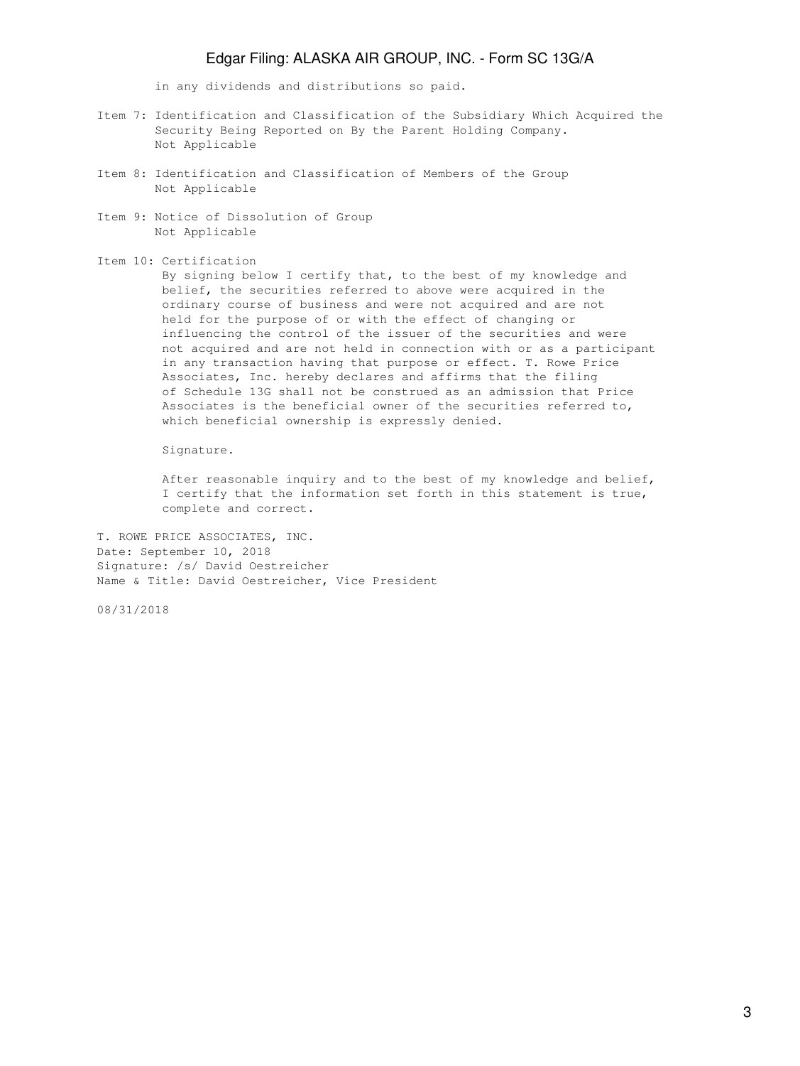in any dividends and distributions so paid.

Item 7: Identification and Classification of the Subsidiary Which Acquired the Security Being Reported on By the Parent Holding Company.
Not Applicable

Item 8: Identification and Classification of Members of the Group
Not Applicable

Item 9: Notice of Dissolution of Group
Not Applicable

Item 10: Certification
By signing below I certify that, to the best of my knowledge and belief, the securities referred to above were acquired in the ordinary course of business and were not acquired and are not held for the purpose of or with the effect of changing or influencing the control of the issuer of the securities and were not acquired and are not held in connection with or as a participant in any transaction having that purpose or effect. T. Rowe Price Associates, Inc. hereby declares and affirms that the filing of Schedule 13G shall not be construed as an admission that Price Associates is the beneficial owner of the securities referred to, which beneficial ownership is expressly denied.

Signature.

After reasonable inquiry and to the best of my knowledge and belief, I certify that the information set forth in this statement is true, complete and correct.

T. ROWE PRICE ASSOCIATES, INC.
Date: September 10, 2018
Signature: /s/ David Oestreicher
Name & Title: David Oestreicher, Vice President

08/31/2018